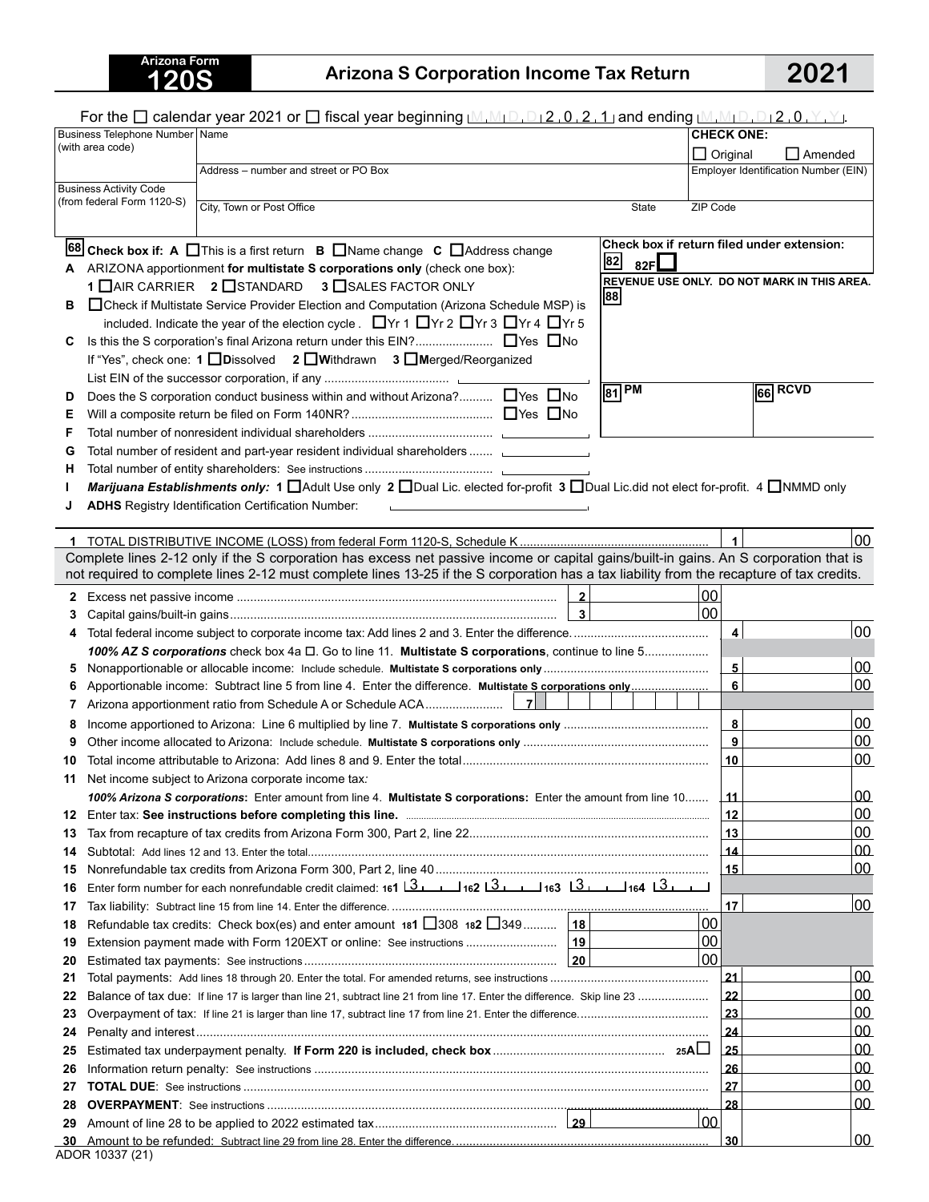**Arizona Form 120S**

# Arizona S Corporation Income Tax Return

# 2021

For the ☐ calendar year 2021 or ☐ fiscal year beginning M M D D 2 0 2 1 and ending M M D D 2 0 Y Y.

| Business Telephone Number (with area code) | Name | CHECK ONE: ☐ Original ☐ Amended |
|---|---|---|
| | Address – number and street or PO Box | Employer Identification Number (EIN) |
| Business Activity Code (from federal Form 1120-S) | City, Town or Post Office / State / ZIP Code | |

**68** **Check box if:** **A** ☐ This is a first return **B** ☐ Name change **C** ☐ Address change

Check box if return filed under extension: **82** 82F ☐

REVENUE USE ONLY. DO NOT MARK IN THIS AREA. **88**

**81** PM **66** RCVD

**A** ARIZONA apportionment **for multistate S corporations only** (check one box):
1 ☐ AIR CARRIER 2 ☐ STANDARD 3 ☐ SALES FACTOR ONLY

**B** ☐ Check if Multistate Service Provider Election and Computation (Arizona Schedule MSP) is included. Indicate the year of the election cycle. ☐ Yr 1 ☐ Yr 2 ☐ Yr 3 ☐ Yr 4 ☐ Yr 5

**C** Is this the S corporation's final Arizona return under this EIN? ☐ Yes ☐ No
If "Yes", check one: 1 ☐ **D**issolved 2 ☐ **W**ithdrawn 3 ☐ **M**erged/Reorganized
List EIN of the successor corporation, if any

**D** Does the S corporation conduct business within and without Arizona? ☐ Yes ☐ No

**E** Will a composite return be filed on Form 140NR? ☐ Yes ☐ No

**F** Total number of nonresident individual shareholders

**G** Total number of resident and part-year resident individual shareholders

**H** Total number of entity shareholders: See instructions

**I** ***Marijuana Establishments only:*** 1 ☐ Adult Use only 2 ☐ Dual Lic. elected for-profit 3 ☐ Dual Lic.did not elect for-profit. 4 ☐ NMMD only

**J** **ADHS** Registry Identification Certification Number:

| Line | Description | | | | |
|---|---|---|---|---|---|
| 1 | TOTAL DISTRIBUTIVE INCOME (LOSS) from federal Form 1120-S, Schedule K | | | 1 | 00 |

Complete lines 2-12 only if the S corporation has excess net passive income or capital gains/built-in gains. An S corporation that is not required to complete lines 2-12 must complete lines 13-25 if the S corporation has a tax liability from the recapture of tax credits.

| Line | Description | | | | |
|---|---|---|---|---|---|
| 2 | Excess net passive income | 2 | 00 | | |
| 3 | Capital gains/built-in gains | 3 | 00 | | |
| 4 | Total federal income subject to corporate income tax: Add lines 2 and 3. Enter the difference. | | | 4 | 00 |
| | ***100% AZ S corporations*** check box 4a ☐. Go to line 11. **Multistate S corporations**, continue to line 5 | | | | |
| 5 | Nonapportionable or allocable income: Include schedule. **Multistate S corporations only** | | | 5 | 00 |
| 6 | Apportionable income: Subtract line 5 from line 4. Enter the difference. **Multistate S corporations only** | | | 6 | 00 |
| 7 | Arizona apportionment ratio from Schedule A or Schedule ACA | 7 | | | |
| 8 | Income apportioned to Arizona: Line 6 multiplied by line 7. **Multistate S corporations only** | | | 8 | 00 |
| 9 | Other income allocated to Arizona: Include schedule. **Multistate S corporations only** | | | 9 | 00 |
| 10 | Total income attributable to Arizona: Add lines 8 and 9. Enter the total | | | 10 | 00 |
| 11 | Net income subject to Arizona corporate income tax: ***100% Arizona S corporations***: Enter amount from line 4. **Multistate S corporations:** Enter the amount from line 10 | | | 11 | 00 |
| 12 | Enter tax: **See instructions before completing this line.** | | | 12 | 00 |
| 13 | Tax from recapture of tax credits from Arizona Form 300, Part 2, line 22 | | | 13 | 00 |
| 14 | Subtotal: Add lines 12 and 13. Enter the total | | | 14 | 00 |
| 15 | Nonrefundable tax credits from Arizona Form 300, Part 2, line 40 | | | 15 | 00 |
| 16 | Enter form number for each nonrefundable credit claimed: 161 3 162 3 163 3 164 3 | | | | |
| 17 | Tax liability: Subtract line 15 from line 14. Enter the difference. | | | 17 | 00 |
| 18 | Refundable tax credits: Check box(es) and enter amount 181 ☐ 308 182 ☐ 349 | 18 | 00 | | |
| 19 | Extension payment made with Form 120EXT or online: See instructions | 19 | 00 | | |
| 20 | Estimated tax payments: See instructions | 20 | 00 | | |
| 21 | Total payments: Add lines 18 through 20. Enter the total. For amended returns, see instructions | | | 21 | 00 |
| 22 | Balance of tax due: If line 17 is larger than line 21, subtract line 21 from line 17. Enter the difference. Skip line 23 | | | 22 | 00 |
| 23 | Overpayment of tax: If line 21 is larger than line 17, subtract line 17 from line 21. Enter the difference. | | | 23 | 00 |
| 24 | Penalty and interest | | | 24 | 00 |
| 25 | Estimated tax underpayment penalty. **If Form 220 is included, check box** 25A ☐ | | | 25 | 00 |
| 26 | Information return penalty: See instructions | | | 26 | 00 |
| 27 | **TOTAL DUE**: See instructions | | | 27 | 00 |
| 28 | **OVERPAYMENT**: See instructions | | | 28 | 00 |
| 29 | Amount of line 28 to be applied to 2022 estimated tax | 29 | 00 | | |
| 30 | Amount to be refunded: Subtract line 29 from line 28. Enter the difference. | | | 30 | 00 |

ADOR 10337 (21)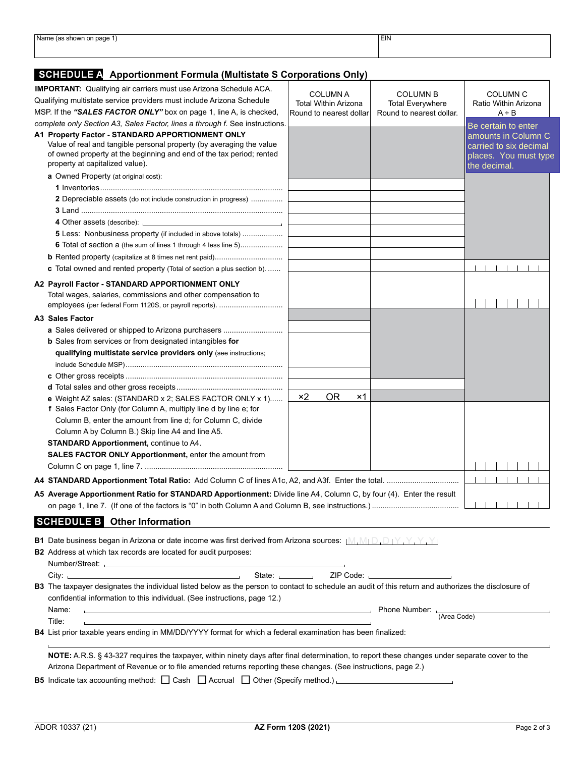| Name (as shown on page 1) | EIN |
|---|---|
| | |

## SCHEDULE A Apportionment Formula (Multistate S Corporations Only)

| **IMPORTANT:** Qualifying air carriers must use Arizona Schedule ACA. Qualifying multistate service providers must include Arizona Schedule MSP. If the ***"SALES FACTOR ONLY"*** box on page 1, line A, is checked, *complete only Section A3, Sales Factor, lines a through f.* See instructions. | COLUMN A Total Within Arizona Round to nearest dollar | COLUMN B Total Everywhere Round to nearest dollar. | COLUMN C Ratio Within Arizona A ÷ B |
|---|---|---|---|
| **A1 Property Factor - STANDARD APPORTIONMENT ONLY** Value of real and tangible personal property (by averaging the value of owned property at the beginning and end of the tax period; rented property at capitalized value). | | | Be certain to enter amounts in Column C carried to six decimal places. You must type the decimal. |
| **a** Owned Property (at original cost): | | | |
| **1** Inventories | | | |
| **2** Depreciable assets (do not include construction in progress) | | | |
| **3** Land | | | |
| **4** Other assets (describe): | | | |
| **5** Less: Nonbusiness property (if included in above totals) | | | |
| **6** Total of section a (the sum of lines 1 through 4 less line 5) | | | |
| **b** Rented property (capitalize at 8 times net rent paid) | | | |
| **c** Total owned and rented property (Total of section a plus section b). | | | |
| **A2 Payroll Factor - STANDARD APPORTIONMENT ONLY** Total wages, salaries, commissions and other compensation to employees (per federal Form 1120S, or payroll reports). | | | |
| **A3 Sales Factor** | | | |
| **a** Sales delivered or shipped to Arizona purchasers | | | |
| **b** Sales from services or from designated intangibles **for qualifying multistate service providers only** (see instructions; include Schedule MSP) | | | |
| **c** Other gross receipts | | | |
| **d** Total sales and other gross receipts | | | |
| **e** Weight AZ sales: (STANDARD x 2; SALES FACTOR ONLY x 1) | ×2 OR ×1 | | |
| **f** Sales Factor Only (for Column A, multiply line d by line e; for Column B, enter the amount from line d; for Column C, divide Column A by Column B.) Skip line A4 and line A5. **STANDARD Apportionment,** continue to A4. **SALES FACTOR ONLY Apportionment,** enter the amount from Column C on page 1, line 7. | | | |
| **A4 STANDARD Apportionment Total Ratio:** Add Column C of lines A1c, A2, and A3f. Enter the total. | | | |
| **A5 Average Apportionment Ratio for STANDARD Apportionment:** Divide line A4, Column C, by four (4). Enter the result on page 1, line 7. (If one of the factors is "0" in both Column A and Column B, see instructions.) | | | |

## SCHEDULE B Other Information

**B1** Date business began in Arizona or date income was first derived from Arizona sources: M M D D Y Y Y Y

**B2** Address at which tax records are located for audit purposes:

Number/Street: ______________________

City: ______________ State: ______ ZIP Code: ______________

**B3** The taxpayer designates the individual listed below as the person to contact to schedule an audit of this return and authorizes the disclosure of confidential information to this individual. (See instructions, page 12.)

Name: ______________________ Phone Number: ______________ (Area Code)

Title: ______________________

**B4** List prior taxable years ending in MM/DD/YYYY format for which a federal examination has been finalized:

______________________

**NOTE:** A.R.S. § 43-327 requires the taxpayer, within ninety days after final determination, to report these changes under separate cover to the Arizona Department of Revenue or to file amended returns reporting these changes. (See instructions, page 2.)

**B5** Indicate tax accounting method: ☐ Cash ☐ Accrual ☐ Other (Specify method.) ______________

ADOR 10337 (21) **AZ Form 120S (2021)**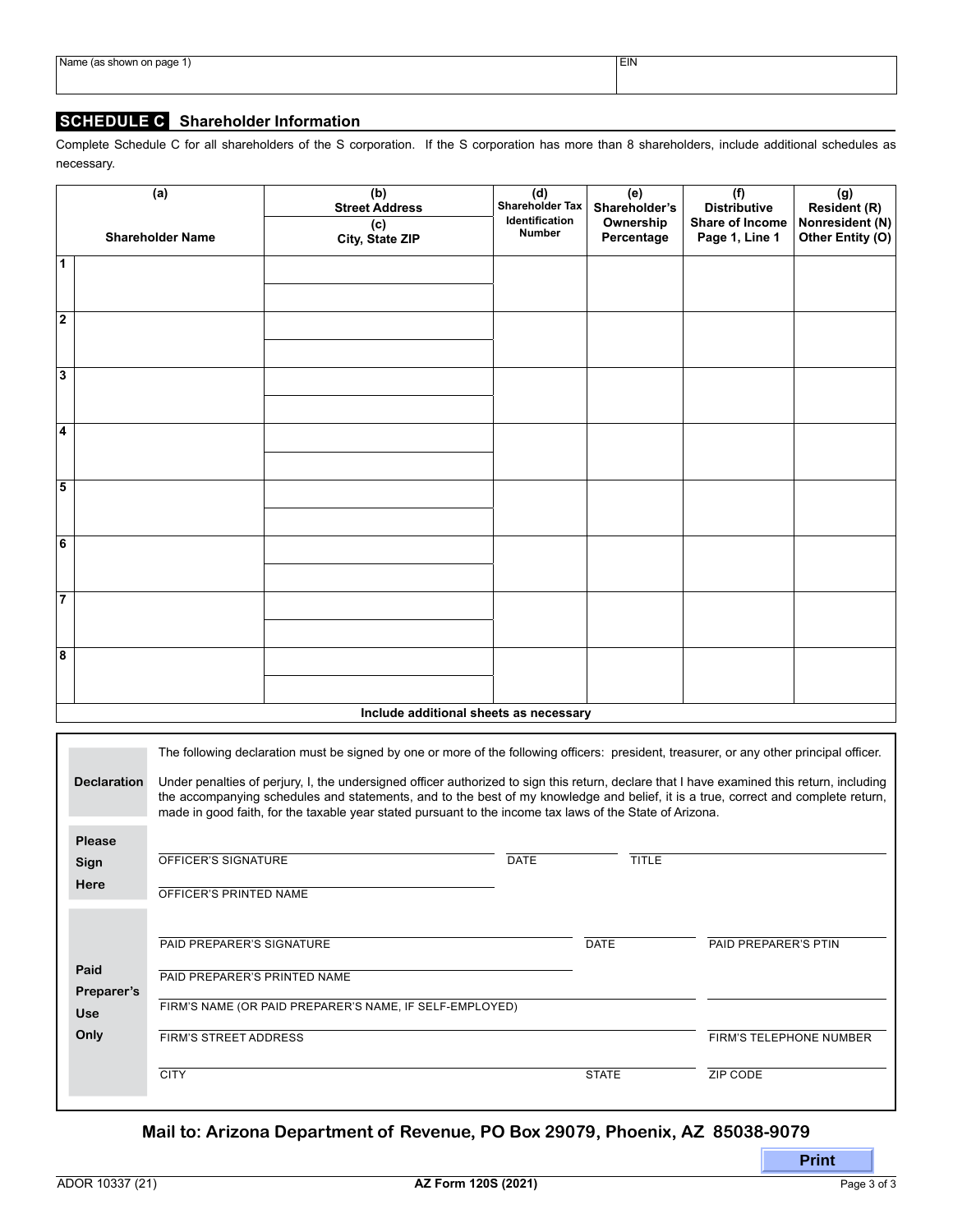| Name (as shown on page 1) | EIN |
|---|---|
| | |

## SCHEDULE C Shareholder Information

Complete Schedule C for all shareholders of the S corporation. If the S corporation has more than 8 shareholders, include additional schedules as necessary.

| | (a) Shareholder Name | (b) Street Address / (c) City, State ZIP | (d) Shareholder Tax Identification Number | (e) Shareholder's Ownership Percentage | (f) Distributive Share of Income Page 1, Line 1 | (g) Resident (R) Nonresident (N) Other Entity (O) |
|---|---|---|---|---|---|---|
| 1 | | | | | | |
| | | | | | | |
| 2 | | | | | | |
| | | | | | | |
| 3 | | | | | | |
| | | | | | | |
| 4 | | | | | | |
| | | | | | | |
| 5 | | | | | | |
| | | | | | | |
| 6 | | | | | | |
| | | | | | | |
| 7 | | | | | | |
| | | | | | | |
| 8 | | | | | | |
| | | | | | | |

**Include additional sheets as necessary**

**Declaration**

The following declaration must be signed by one or more of the following officers: president, treasurer, or any other principal officer.

Under penalties of perjury, I, the undersigned officer authorized to sign this return, declare that I have examined this return, including the accompanying schedules and statements, and to the best of my knowledge and belief, it is a true, correct and complete return, made in good faith, for the taxable year stated pursuant to the income tax laws of the State of Arizona.

**Please Sign Here**

OFFICER'S SIGNATURE | DATE | TITLE

OFFICER'S PRINTED NAME

**Paid Preparer's Use Only**

PAID PREPARER'S SIGNATURE | DATE | PAID PREPARER'S PTIN

PAID PREPARER'S PRINTED NAME

FIRM'S NAME (OR PAID PREPARER'S NAME, IF SELF-EMPLOYED)

FIRM'S STREET ADDRESS | FIRM'S TELEPHONE NUMBER

CITY | STATE | ZIP CODE

**Mail to: Arizona Department of Revenue, PO Box 29079, Phoenix, AZ 85038-9079**

ADOR 10337 (21) AZ Form 120S (2021)